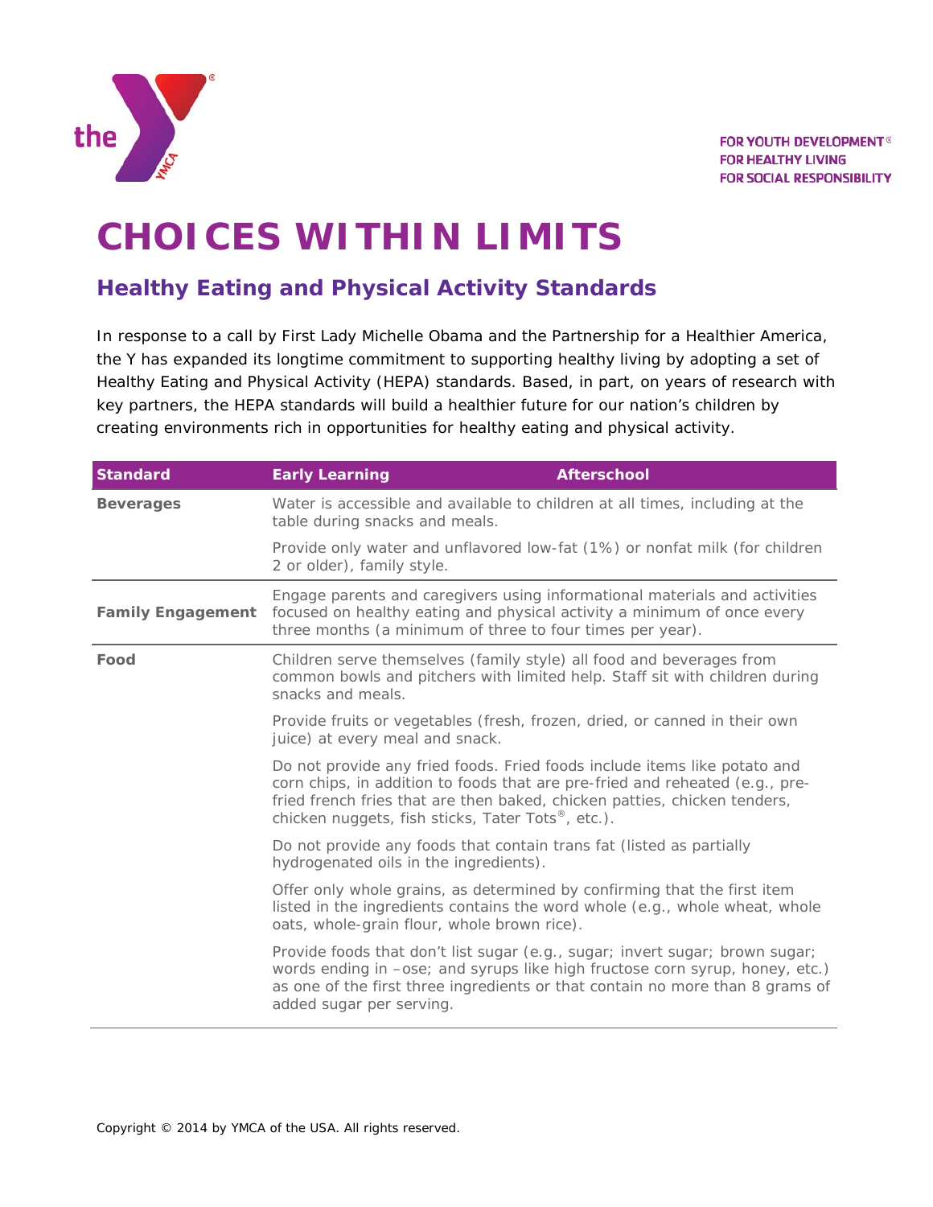FOR YOUTH DEVELOPMENT®
FOR HEALTHY LIVING
FOR SOCIAL RESPONSIBILITY

# CHOICES WITHIN LIMITS

## Healthy Eating and Physical Activity Standards

In response to a call by First Lady Michelle Obama and the Partnership for a Healthier America, the Y has expanded its longtime commitment to supporting healthy living by adopting a set of Healthy Eating and Physical Activity (HEPA) standards. Based, in part, on years of research with key partners, the HEPA standards will build a healthier future for our nation's children by creating environments rich in opportunities for healthy eating and physical activity.

| Standard | Early Learning | Afterschool |
|---|---|---|
| **Beverages** | Water is accessible and available to children at all times, including at the table during snacks and meals. | |
| | Provide only water and unflavored low-fat (1%) or nonfat milk (for children 2 or older), family style. | |
| **Family Engagement** | Engage parents and caregivers using informational materials and activities focused on healthy eating and physical activity a minimum of once every three months (a minimum of three to four times per year). | |
| **Food** | Children serve themselves (family style) all food and beverages from common bowls and pitchers with limited help. Staff sit with children during snacks and meals. | |
| | Provide fruits or vegetables (fresh, frozen, dried, or canned in their own juice) at every meal and snack. | |
| | Do not provide any fried foods. Fried foods include items like potato and corn chips, in addition to foods that are pre-fried and reheated (e.g., pre-fried french fries that are then baked, chicken patties, chicken tenders, chicken nuggets, fish sticks, Tater Tots®, etc.). | |
| | Do not provide any foods that contain trans fat (listed as partially hydrogenated oils in the ingredients). | |
| | Offer only whole grains, as determined by confirming that the first item listed in the ingredients contains the word whole (e.g., whole wheat, whole oats, whole-grain flour, whole brown rice). | |
| | Provide foods that don't list sugar (e.g., sugar; invert sugar; brown sugar; words ending in –ose; and syrups like high fructose corn syrup, honey, etc.) as one of the first three ingredients or that contain no more than 8 grams of added sugar per serving. | |

Copyright © 2014 by YMCA of the USA. All rights reserved.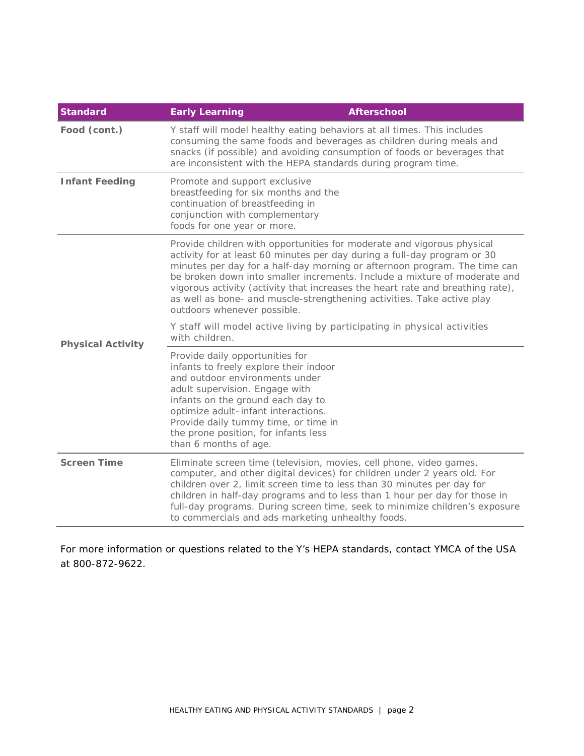| Standard | Early Learning | Afterschool |
|---|---|---|
| **Food (cont.)** | Y staff will model healthy eating behaviors at all times. This includes consuming the same foods and beverages as children during meals and snacks (if possible) and avoiding consumption of foods or beverages that are inconsistent with the HEPA standards during program time. | |
| **Infant Feeding** | Promote and support exclusive breastfeeding for six months and the continuation of breastfeeding in conjunction with complementary foods for one year or more. | |
| **Physical Activity** | Provide children with opportunities for moderate and vigorous physical activity for at least 60 minutes per day during a full-day program or 30 minutes per day for a half-day morning or afternoon program. The time can be broken down into smaller increments. Include a mixture of moderate and vigorous activity (activity that increases the heart rate and breathing rate), as well as bone- and muscle-strengthening activities. Take active play outdoors whenever possible.<br><br>Y staff will model active living by participating in physical activities with children. | |
| | Provide daily opportunities for infants to freely explore their indoor and outdoor environments under adult supervision. Engage with infants on the ground each day to optimize adult–infant interactions. Provide daily tummy time, or time in the prone position, for infants less than 6 months of age. | |
| **Screen Time** | Eliminate screen time (television, movies, cell phone, video games, computer, and other digital devices) for children under 2 years old. For children over 2, limit screen time to less than 30 minutes per day for children in half-day programs and to less than 1 hour per day for those in full-day programs. During screen time, seek to minimize children's exposure to commercials and ads marketing unhealthy foods. | |

For more information or questions related to the Y's HEPA standards, contact YMCA of the USA at 800-872-9622.